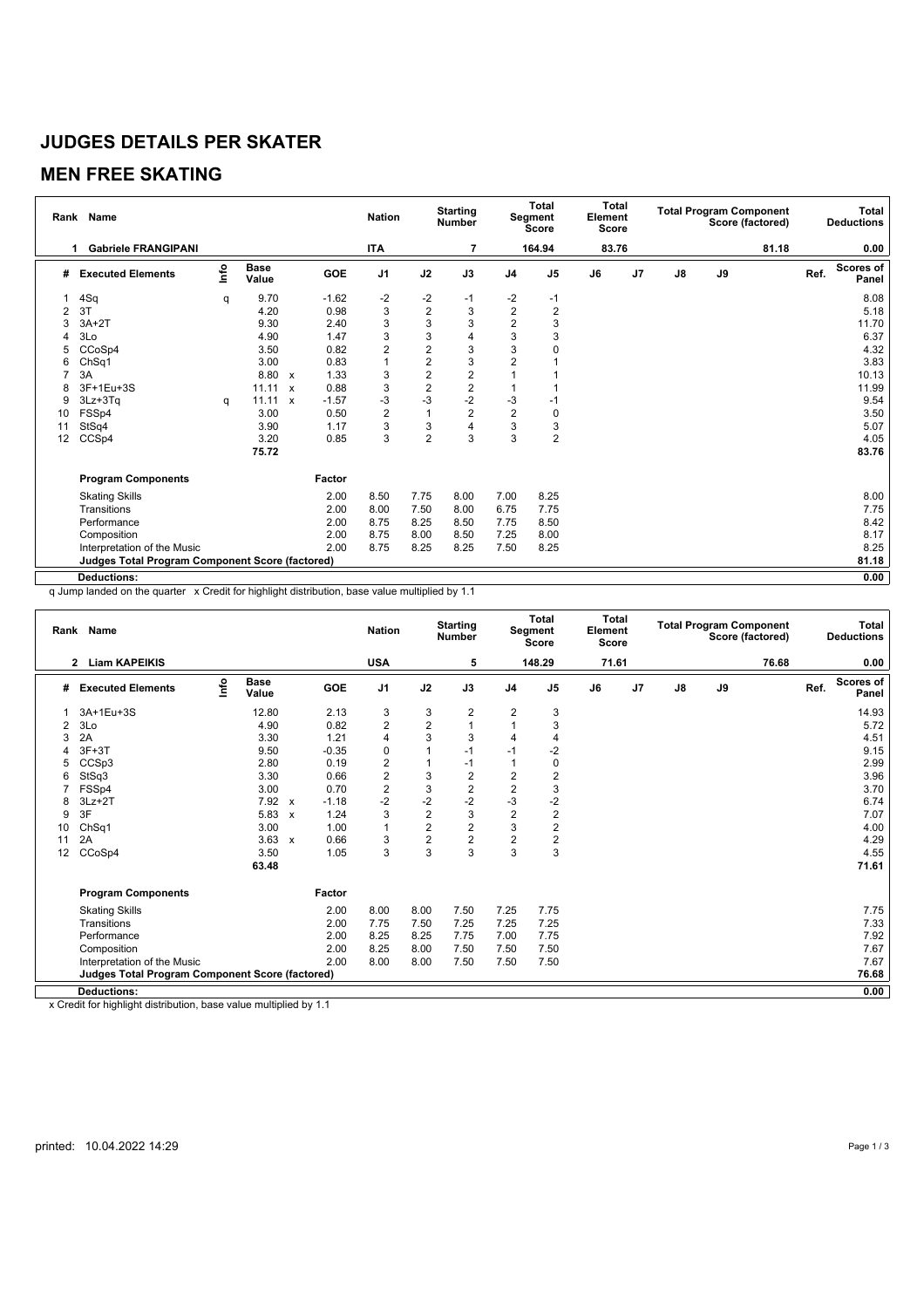# JUDGES DETAILS PER SKATER

## MEN FREE SKATING

| Rank | Name | Nation | Starting Number | Total Segment Score | Total Element Score | Total Program Component Score (factored) | Total Deductions |
|---|---|---|---|---|---|---|---|
| 1 | Gabriele FRANGIPANI | ITA | 7 | 164.94 | 83.76 | 81.18 | 0.00 |

| # | Executed Elements | Info | Base Value | | GOE | J1 | J2 | J3 | J4 | J5 | J6 | J7 | J8 | J9 | Ref. | Scores of Panel |
|---|---|---|---|---|---|---|---|---|---|---|---|---|---|---|---|---|
| 1 | 4Sq | q | 9.70 | | -1.62 | -2 | -2 | -1 | -2 | -1 | | | | | | 8.08 |
| 2 | 3T | | 4.20 | | 0.98 | 3 | 2 | 3 | 2 | 2 | | | | | | 5.18 |
| 3 | 3A+2T | | 9.30 | | 2.40 | 3 | 3 | 3 | 2 | 3 | | | | | | 11.70 |
| 4 | 3Lo | | 4.90 | | 1.47 | 3 | 3 | 4 | 3 | 3 | | | | | | 6.37 |
| 5 | CCoSp4 | | 3.50 | | 0.82 | 2 | 2 | 3 | 3 | 0 | | | | | | 4.32 |
| 6 | ChSq1 | | 3.00 | | 0.83 | 1 | 2 | 3 | 2 | 1 | | | | | | 3.83 |
| 7 | 3A | | 8.80 | x | 1.33 | 3 | 2 | 2 | 1 | 1 | | | | | | 10.13 |
| 8 | 3F+1Eu+3S | | 11.11 | x | 0.88 | 3 | 2 | 2 | 1 | 1 | | | | | | 11.99 |
| 9 | 3Lz+3Tq | q | 11.11 | x | -1.57 | -3 | -3 | -2 | -3 | -1 | | | | | | 9.54 |
| 10 | FSSp4 | | 3.00 | | 0.50 | 2 | 1 | 2 | 2 | 0 | | | | | | 3.50 |
| 11 | StSq4 | | 3.90 | | 1.17 | 3 | 3 | 4 | 3 | 3 | | | | | | 5.07 |
| 12 | CCSp4 | | 3.20 | | 0.85 | 3 | 2 | 3 | 3 | 2 | | | | | | 4.05 |
| | | | 75.72 | | | | | | | | | | | | | 83.76 |

| Program Components | Factor | J1 | J2 | J3 | J4 | J5 | J6 | J7 | J8 | J9 | Scores of Panel |
|---|---|---|---|---|---|---|---|---|---|---|---|
| Skating Skills | 2.00 | 8.50 | 7.75 | 8.00 | 7.00 | 8.25 | | | | | 8.00 |
| Transitions | 2.00 | 8.00 | 7.50 | 8.00 | 6.75 | 7.75 | | | | | 7.75 |
| Performance | 2.00 | 8.75 | 8.25 | 8.50 | 7.75 | 8.50 | | | | | 8.42 |
| Composition | 2.00 | 8.75 | 8.00 | 8.50 | 7.25 | 8.00 | | | | | 8.17 |
| Interpretation of the Music | 2.00 | 8.75 | 8.25 | 8.25 | 7.50 | 8.25 | | | | | 8.25 |
| **Judges Total Program Component Score (factored)** | | | | | | | | | | | **81.18** |
| **Deductions:** | | | | | | | | | | | **0.00** |

q Jump landed on the quarter x Credit for highlight distribution, base value multiplied by 1.1

| Rank | Name | Nation | Starting Number | Total Segment Score | Total Element Score | Total Program Component Score (factored) | Total Deductions |
|---|---|---|---|---|---|---|---|
| 2 | Liam KAPEIKIS | USA | 5 | 148.29 | 71.61 | 76.68 | 0.00 |

| # | Executed Elements | Info | Base Value | | GOE | J1 | J2 | J3 | J4 | J5 | J6 | J7 | J8 | J9 | Ref. | Scores of Panel |
|---|---|---|---|---|---|---|---|---|---|---|---|---|---|---|---|---|
| 1 | 3A+1Eu+3S | | 12.80 | | 2.13 | 3 | 3 | 2 | 2 | 3 | | | | | | 14.93 |
| 2 | 3Lo | | 4.90 | | 0.82 | 2 | 2 | 1 | 1 | 3 | | | | | | 5.72 |
| 3 | 2A | | 3.30 | | 1.21 | 4 | 3 | 3 | 4 | 4 | | | | | | 4.51 |
| 4 | 3F+3T | | 9.50 | | -0.35 | 0 | 1 | -1 | -1 | -2 | | | | | | 9.15 |
| 5 | CCSp3 | | 2.80 | | 0.19 | 2 | 1 | -1 | 1 | 0 | | | | | | 2.99 |
| 6 | StSq3 | | 3.30 | | 0.66 | 2 | 3 | 2 | 2 | 2 | | | | | | 3.96 |
| 7 | FSSp4 | | 3.00 | | 0.70 | 2 | 3 | 2 | 2 | 3 | | | | | | 3.70 |
| 8 | 3Lz+2T | | 7.92 | x | -1.18 | -2 | -2 | -2 | -3 | -2 | | | | | | 6.74 |
| 9 | 3F | | 5.83 | x | 1.24 | 3 | 2 | 3 | 2 | 2 | | | | | | 7.07 |
| 10 | ChSq1 | | 3.00 | | 1.00 | 1 | 2 | 2 | 3 | 2 | | | | | | 4.00 |
| 11 | 2A | | 3.63 | x | 0.66 | 3 | 2 | 2 | 2 | 2 | | | | | | 4.29 |
| 12 | CCoSp4 | | 3.50 | | 1.05 | 3 | 3 | 3 | 3 | 3 | | | | | | 4.55 |
| | | | 63.48 | | | | | | | | | | | | | 71.61 |

| Program Components | Factor | J1 | J2 | J3 | J4 | J5 | J6 | J7 | J8 | J9 | Scores of Panel |
|---|---|---|---|---|---|---|---|---|---|---|---|
| Skating Skills | 2.00 | 8.00 | 8.00 | 7.50 | 7.25 | 7.75 | | | | | 7.75 |
| Transitions | 2.00 | 7.75 | 7.50 | 7.25 | 7.25 | 7.25 | | | | | 7.33 |
| Performance | 2.00 | 8.25 | 8.25 | 7.75 | 7.00 | 7.75 | | | | | 7.92 |
| Composition | 2.00 | 8.25 | 8.00 | 7.50 | 7.50 | 7.50 | | | | | 7.67 |
| Interpretation of the Music | 2.00 | 8.00 | 8.00 | 7.50 | 7.50 | 7.50 | | | | | 7.67 |
| **Judges Total Program Component Score (factored)** | | | | | | | | | | | **76.68** |
| **Deductions:** | | | | | | | | | | | **0.00** |

x Credit for highlight distribution, base value multiplied by 1.1

printed: 10.04.2022 14:29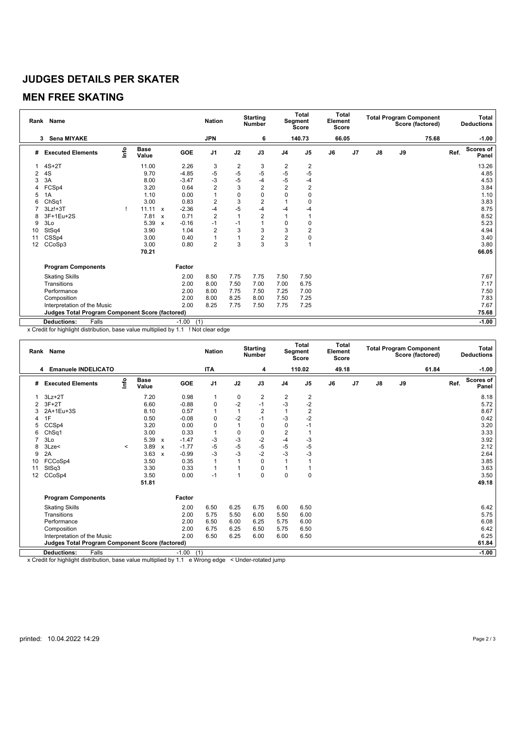# JUDGES DETAILS PER SKATER

## MEN FREE SKATING

| Rank | Name | Nation | Starting Number | Total Segment Score | Total Element Score | Total Program Component Score (factored) | Total Deductions |
|---|---|---|---|---|---|---|---|
| 3 | Sena MIYAKE | JPN | 6 | 140.73 | 66.05 | 75.68 | -1.00 |

| # | Executed Elements | Info | Base Value | | GOE | J1 | J2 | J3 | J4 | J5 | J6 | J7 | J8 | J9 | Ref. | Scores of Panel |
|---|---|---|---|---|---|---|---|---|---|---|---|---|---|---|---|---|
| 1 | 4S+2T | | 11.00 | | 2.26 | 3 | 2 | 3 | 2 | 2 | | | | | | 13.26 |
| 2 | 4S | | 9.70 | | -4.85 | -5 | -5 | -5 | -5 | -5 | | | | | | 4.85 |
| 3 | 3A | | 8.00 | | -3.47 | -3 | -5 | -4 | -5 | -4 | | | | | | 4.53 |
| 4 | FCSp4 | | 3.20 | | 0.64 | 2 | 3 | 2 | 2 | 2 | | | | | | 3.84 |
| 5 | 1A | | 1.10 | | 0.00 | 1 | 0 | 0 | 0 | 0 | | | | | | 1.10 |
| 6 | ChSq1 | | 3.00 | | 0.83 | 2 | 3 | 2 | 1 | 0 | | | | | | 3.83 |
| 7 | 3Lz!+3T | ! | 11.11 | x | -2.36 | -4 | -5 | -4 | -4 | -4 | | | | | | 8.75 |
| 8 | 3F+1Eu+2S | | 7.81 | x | 0.71 | 2 | 1 | 2 | 1 | 1 | | | | | | 8.52 |
| 9 | 3Lo | | 5.39 | x | -0.16 | -1 | -1 | 1 | 0 | 0 | | | | | | 5.23 |
| 10 | StSq4 | | 3.90 | | 1.04 | 2 | 3 | 3 | 3 | 2 | | | | | | 4.94 |
| 11 | CSSp4 | | 3.00 | | 0.40 | 1 | 1 | 2 | 2 | 0 | | | | | | 3.40 |
| 12 | CCoSp3 | | 3.00 | | 0.80 | 2 | 3 | 3 | 3 | 1 | | | | | | 3.80 |
| | | | 70.21 | | | | | | | | | | | | | 66.05 |

| Program Components | Factor | J1 | J2 | J3 | J4 | J5 | J6 | J7 | J8 | J9 | Scores of Panel |
|---|---|---|---|---|---|---|---|---|---|---|---|
| Skating Skills | 2.00 | 8.50 | 7.75 | 7.75 | 7.50 | 7.50 | | | | | 7.67 |
| Transitions | 2.00 | 8.00 | 7.50 | 7.00 | 7.00 | 6.75 | | | | | 7.17 |
| Performance | 2.00 | 8.00 | 7.75 | 7.50 | 7.25 | 7.00 | | | | | 7.50 |
| Composition | 2.00 | 8.00 | 8.25 | 8.00 | 7.50 | 7.25 | | | | | 7.83 |
| Interpretation of the Music | 2.00 | 8.25 | 7.75 | 7.50 | 7.75 | 7.25 | | | | | 7.67 |
| **Judges Total Program Component Score (factored)** | | | | | | | | | | | 75.68 |

| Deductions: | Falls | -1.00 | (1) | -1.00 |
|---|---|---|---|---|

x Credit for highlight distribution, base value multiplied by 1.1 ! Not clear edge

| Rank | Name | Nation | Starting Number | Total Segment Score | Total Element Score | Total Program Component Score (factored) | Total Deductions |
|---|---|---|---|---|---|---|---|
| 4 | Emanuele INDELICATO | ITA | 4 | 110.02 | 49.18 | 61.84 | -1.00 |

| # | Executed Elements | Info | Base Value | | GOE | J1 | J2 | J3 | J4 | J5 | J6 | J7 | J8 | J9 | Ref. | Scores of Panel |
|---|---|---|---|---|---|---|---|---|---|---|---|---|---|---|---|---|
| 1 | 3Lz+2T | | 7.20 | | 0.98 | 1 | 0 | 2 | 2 | 2 | | | | | | 8.18 |
| 2 | 3F+2T | | 6.60 | | -0.88 | 0 | -2 | -1 | -3 | -2 | | | | | | 5.72 |
| 3 | 2A+1Eu+3S | | 8.10 | | 0.57 | 1 | 1 | 2 | 1 | 2 | | | | | | 8.67 |
| 4 | 1F | | 0.50 | | -0.08 | 0 | -2 | -1 | -3 | -2 | | | | | | 0.42 |
| 5 | CCSp4 | | 3.20 | | 0.00 | 0 | 1 | 0 | 0 | -1 | | | | | | 3.20 |
| 6 | ChSq1 | | 3.00 | | 0.33 | 1 | 0 | 0 | 2 | 1 | | | | | | 3.33 |
| 7 | 3Lo | | 5.39 | x | -1.47 | -3 | -3 | -2 | -4 | -3 | | | | | | 3.92 |
| 8 | 3Lze< | < | 3.89 | x | -1.77 | -5 | -5 | -5 | -5 | -5 | | | | | | 2.12 |
| 9 | 2A | | 3.63 | x | -0.99 | -3 | -3 | -2 | -3 | -3 | | | | | | 2.64 |
| 10 | FCCoSp4 | | 3.50 | | 0.35 | 1 | 1 | 0 | 1 | 1 | | | | | | 3.85 |
| 11 | StSq3 | | 3.30 | | 0.33 | 1 | 1 | 0 | 1 | 1 | | | | | | 3.63 |
| 12 | CCoSp4 | | 3.50 | | 0.00 | -1 | 1 | 0 | 0 | 0 | | | | | | 3.50 |
| | | | 51.81 | | | | | | | | | | | | | 49.18 |

| Program Components | Factor | J1 | J2 | J3 | J4 | J5 | J6 | J7 | J8 | J9 | Scores of Panel |
|---|---|---|---|---|---|---|---|---|---|---|---|
| Skating Skills | 2.00 | 6.50 | 6.25 | 6.75 | 6.00 | 6.50 | | | | | 6.42 |
| Transitions | 2.00 | 5.75 | 5.50 | 6.00 | 5.50 | 6.00 | | | | | 5.75 |
| Performance | 2.00 | 6.50 | 6.00 | 6.25 | 5.75 | 6.00 | | | | | 6.08 |
| Composition | 2.00 | 6.75 | 6.25 | 6.50 | 5.75 | 6.50 | | | | | 6.42 |
| Interpretation of the Music | 2.00 | 6.50 | 6.25 | 6.00 | 6.00 | 6.50 | | | | | 6.25 |
| **Judges Total Program Component Score (factored)** | | | | | | | | | | | 61.84 |

| Deductions: | Falls | -1.00 | (1) | -1.00 |
|---|---|---|---|---|

x Credit for highlight distribution, base value multiplied by 1.1 e Wrong edge < Under-rotated jump

printed: 10.04.2022 14:29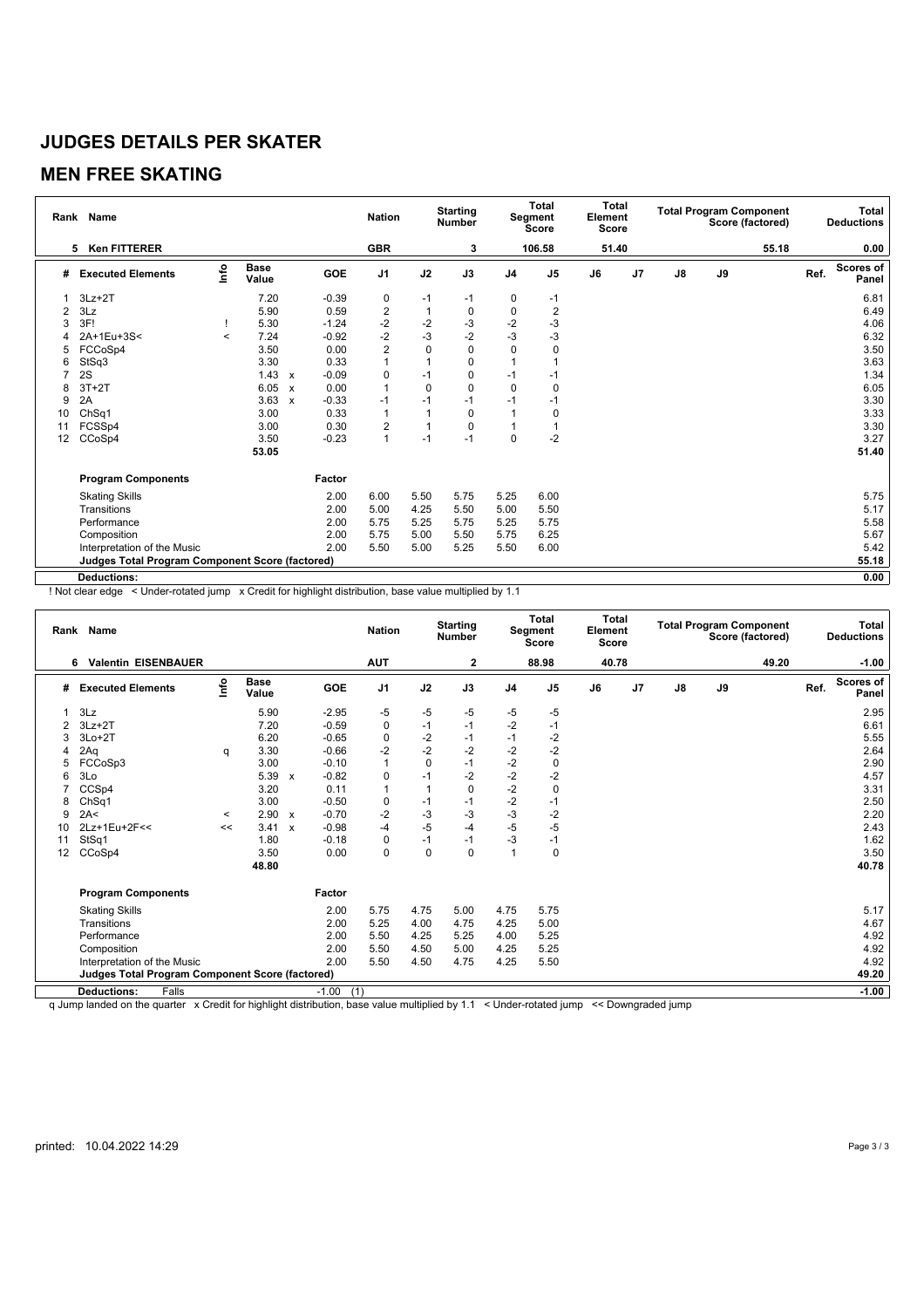# JUDGES DETAILS PER SKATER

## MEN FREE SKATING

| Rank | Name | | | | Nation | | Starting Number | | Total Segment Score | Total Element Score | | Total Program Component Score (factored) | | | Total Deductions |
|---|---|---|---|---|---|---|---|---|---|---|---|---|---|---|---|
| 5 | Ken FITTERER | | | | GBR | | 3 | | 106.58 | 51.40 | | 55.18 | | | 0.00 |

| # | Executed Elements | Info | Base Value | | GOE | J1 | J2 | J3 | J4 | J5 | J6 | J7 | J8 | J9 | Ref. | Scores of Panel |
|---|---|---|---|---|---|---|---|---|---|---|---|---|---|---|---|---|
| 1 | 3Lz+2T | | 7.20 | | -0.39 | 0 | -1 | -1 | 0 | -1 | | | | | | 6.81 |
| 2 | 3Lz | | 5.90 | | 0.59 | 2 | 1 | 0 | 0 | 2 | | | | | | 6.49 |
| 3 | 3F! | ! | 5.30 | | -1.24 | -2 | -2 | -3 | -2 | -3 | | | | | | 4.06 |
| 4 | 2A+1Eu+3S< | < | 7.24 | | -0.92 | -2 | -3 | -2 | -3 | -3 | | | | | | 6.32 |
| 5 | FCCoSp4 | | 3.50 | | 0.00 | 2 | 0 | 0 | 0 | 0 | | | | | | 3.50 |
| 6 | StSq3 | | 3.30 | | 0.33 | 1 | 1 | 0 | 1 | 1 | | | | | | 3.63 |
| 7 | 2S | | 1.43 | x | -0.09 | 0 | -1 | 0 | -1 | -1 | | | | | | 1.34 |
| 8 | 3T+2T | | 6.05 | x | 0.00 | 1 | 0 | 0 | 0 | 0 | | | | | | 6.05 |
| 9 | 2A | | 3.63 | x | -0.33 | -1 | -1 | -1 | -1 | -1 | | | | | | 3.30 |
| 10 | ChSq1 | | 3.00 | | 0.33 | 1 | 1 | 0 | 1 | 0 | | | | | | 3.33 |
| 11 | FCSSp4 | | 3.00 | | 0.30 | 2 | 1 | 0 | 1 | 1 | | | | | | 3.30 |
| 12 | CCoSp4 | | 3.50 | | -0.23 | 1 | -1 | -1 | 0 | -2 | | | | | | 3.27 |
| | | | 53.05 | | | | | | | | | | | | | 51.40 |
| | **Program Components** | | | | Factor | | | | | | | | | | | |
| | Skating Skills | | | | 2.00 | 6.00 | 5.50 | 5.75 | 5.25 | 6.00 | | | | | | 5.75 |
| | Transitions | | | | 2.00 | 5.00 | 4.25 | 5.50 | 5.00 | 5.50 | | | | | | 5.17 |
| | Performance | | | | 2.00 | 5.75 | 5.25 | 5.75 | 5.25 | 5.75 | | | | | | 5.58 |
| | Composition | | | | 2.00 | 5.75 | 5.00 | 5.50 | 5.75 | 6.25 | | | | | | 5.67 |
| | Interpretation of the Music | | | | 2.00 | 5.50 | 5.00 | 5.25 | 5.50 | 6.00 | | | | | | 5.42 |
| | **Judges Total Program Component Score (factored)** | | | | | | | | | | | | | | | 55.18 |
| | **Deductions:** | | | | | | | | | | | | | | | 0.00 |

! Not clear edge < Under-rotated jump x Credit for highlight distribution, base value multiplied by 1.1

| Rank | Name | | | | Nation | | Starting Number | | Total Segment Score | Total Element Score | | Total Program Component Score (factored) | | | Total Deductions |
|---|---|---|---|---|---|---|---|---|---|---|---|---|---|---|---|
| 6 | Valentin EISENBAUER | | | | AUT | | 2 | | 88.98 | 40.78 | | 49.20 | | | -1.00 |

| # | Executed Elements | Info | Base Value | | GOE | J1 | J2 | J3 | J4 | J5 | J6 | J7 | J8 | J9 | Ref. | Scores of Panel |
|---|---|---|---|---|---|---|---|---|---|---|---|---|---|---|---|---|
| 1 | 3Lz | | 5.90 | | -2.95 | -5 | -5 | -5 | -5 | -5 | | | | | | 2.95 |
| 2 | 3Lz+2T | | 7.20 | | -0.59 | 0 | -1 | -1 | -2 | -1 | | | | | | 6.61 |
| 3 | 3Lo+2T | | 6.20 | | -0.65 | 0 | -2 | -1 | -1 | -2 | | | | | | 5.55 |
| 4 | 2Aq | q | 3.30 | | -0.66 | -2 | -2 | -2 | -2 | -2 | | | | | | 2.64 |
| 5 | FCCoSp3 | | 3.00 | | -0.10 | 1 | 0 | -1 | -2 | 0 | | | | | | 2.90 |
| 6 | 3Lo | | 5.39 | x | -0.82 | 0 | -1 | -2 | -2 | -2 | | | | | | 4.57 |
| 7 | CCSp4 | | 3.20 | | 0.11 | 1 | 1 | 0 | -2 | 0 | | | | | | 3.31 |
| 8 | ChSq1 | | 3.00 | | -0.50 | 0 | -1 | -1 | -2 | -1 | | | | | | 2.50 |
| 9 | 2A< | < | 2.90 | x | -0.70 | -2 | -3 | -3 | -3 | -2 | | | | | | 2.20 |
| 10 | 2Lz+1Eu+2F<< | << | 3.41 | x | -0.98 | -4 | -5 | -4 | -5 | -5 | | | | | | 2.43 |
| 11 | StSq1 | | 1.80 | | -0.18 | 0 | -1 | -1 | -3 | -1 | | | | | | 1.62 |
| 12 | CCoSp4 | | 3.50 | | 0.00 | 0 | 0 | 0 | 1 | 0 | | | | | | 3.50 |
| | | | 48.80 | | | | | | | | | | | | | 40.78 |
| | **Program Components** | | | | Factor | | | | | | | | | | | |
| | Skating Skills | | | | 2.00 | 5.75 | 4.75 | 5.00 | 4.75 | 5.75 | | | | | | 5.17 |
| | Transitions | | | | 2.00 | 5.25 | 4.00 | 4.75 | 4.25 | 5.00 | | | | | | 4.67 |
| | Performance | | | | 2.00 | 5.50 | 4.25 | 5.25 | 4.00 | 5.25 | | | | | | 4.92 |
| | Composition | | | | 2.00 | 5.50 | 4.50 | 5.00 | 4.25 | 5.25 | | | | | | 4.92 |
| | Interpretation of the Music | | | | 2.00 | 5.50 | 4.50 | 4.75 | 4.25 | 5.50 | | | | | | 4.92 |
| | **Judges Total Program Component Score (factored)** | | | | | | | | | | | | | | | 49.20 |
| | **Deductions:** Falls | | | | -1.00 (1) | | | | | | | | | | | -1.00 |

q Jump landed on the quarter x Credit for highlight distribution, base value multiplied by 1.1 < Under-rotated jump << Downgraded jump

printed: 10.04.2022 14:29